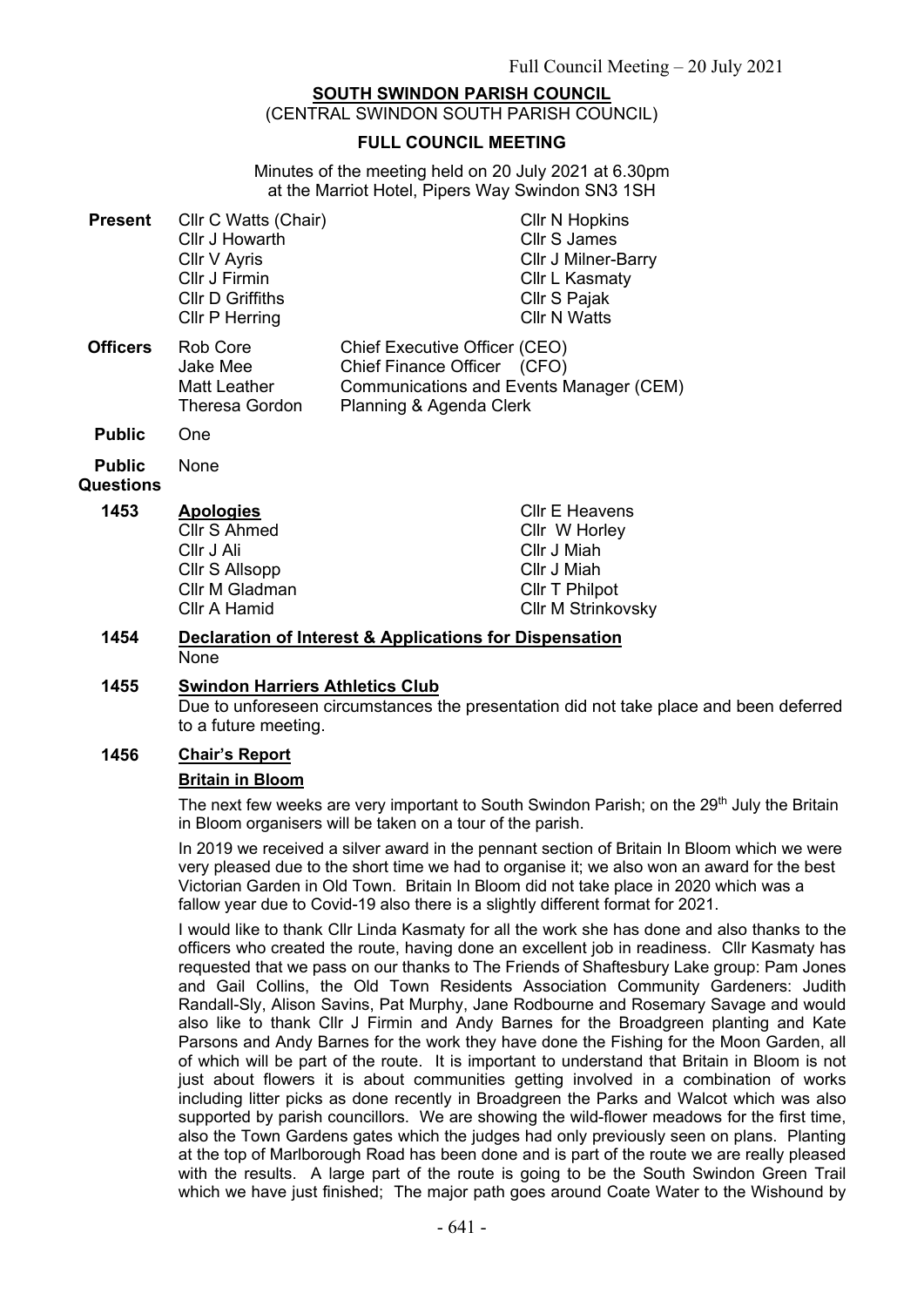# SOUTH SWINDON PARISH COUNCIL

(CENTRAL SWINDON SOUTH PARISH COUNCIL)

## FULL COUNCIL MEETING

Minutes of the meeting held on 20 July 2021 at 6.30pm at the Marriot Hotel, Pipers Way Swindon SN3 1SH

**Present**
Cllr C Watts (Chair)
Cllr J Howarth
Cllr V Ayris
Cllr J Firmin
Cllr D Griffiths
Cllr P Herring
Cllr N Hopkins
Cllr S James
Cllr J Milner-Barry
Cllr L Kasmaty
Cllr S Pajak
Cllr N Watts

**Officers**
Rob Core — Chief Executive Officer (CEO)
Jake Mee — Chief Finance Officer (CFO)
Matt Leather — Communications and Events Manager (CEM)
Theresa Gordon — Planning & Agenda Clerk

**Public** One

**Public Questions** None

**1453 Apologies**

Cllr S Ahmed
Cllr J Ali
Cllr S Allsopp
Cllr M Gladman
Cllr A Hamid
Cllr E Heavens
Cllr W Horley
Cllr J Miah
Cllr J Miah
Cllr T Philpot
Cllr M Strinkovsky

**1454 Declaration of Interest & Applications for Dispensation**

None

**1455 Swindon Harriers Athletics Club**

Due to unforeseen circumstances the presentation did not take place and been deferred to a future meeting.

**1456 Chair's Report**

**Britain in Bloom**

The next few weeks are very important to South Swindon Parish; on the 29th July the Britain in Bloom organisers will be taken on a tour of the parish.

In 2019 we received a silver award in the pennant section of Britain In Bloom which we were very pleased due to the short time we had to organise it; we also won an award for the best Victorian Garden in Old Town. Britain In Bloom did not take place in 2020 which was a fallow year due to Covid-19 also there is a slightly different format for 2021.

I would like to thank Cllr Linda Kasmaty for all the work she has done and also thanks to the officers who created the route, having done an excellent job in readiness. Cllr Kasmaty has requested that we pass on our thanks to The Friends of Shaftesbury Lake group: Pam Jones and Gail Collins, the Old Town Residents Association Community Gardeners: Judith Randall-Sly, Alison Savins, Pat Murphy, Jane Rodbourne and Rosemary Savage and would also like to thank Cllr J Firmin and Andy Barnes for the Broadgreen planting and Kate Parsons and Andy Barnes for the work they have done the Fishing for the Moon Garden, all of which will be part of the route. It is important to understand that Britain in Bloom is not just about flowers it is about communities getting involved in a combination of works including litter picks as done recently in Broadgreen the Parks and Walcot which was also supported by parish councillors. We are showing the wild-flower meadows for the first time, also the Town Gardens gates which the judges had only previously seen on plans. Planting at the top of Marlborough Road has been done and is part of the route we are really pleased with the results. A large part of the route is going to be the South Swindon Green Trail which we have just finished; The major path goes around Coate Water to the Wishound by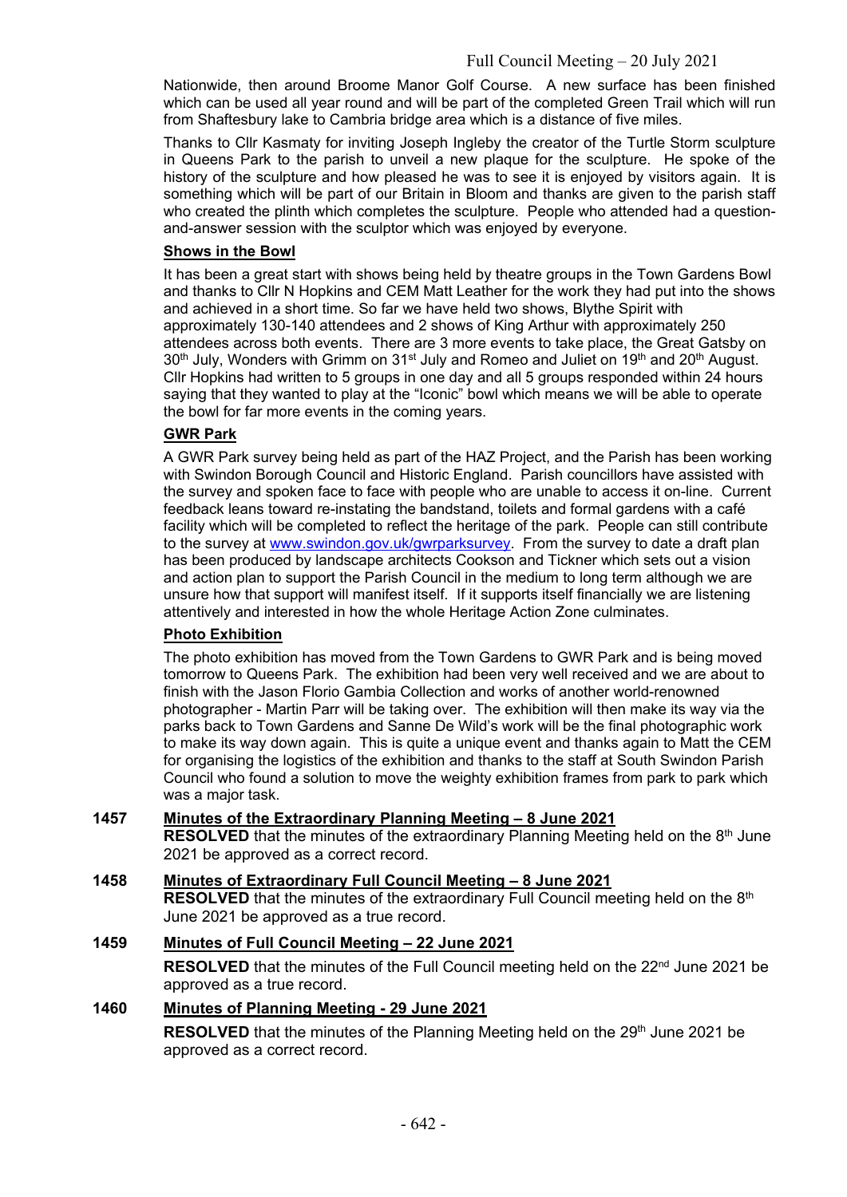Nationwide, then around Broome Manor Golf Course. A new surface has been finished which can be used all year round and will be part of the completed Green Trail which will run from Shaftesbury lake to Cambria bridge area which is a distance of five miles.

Thanks to Cllr Kasmaty for inviting Joseph Ingleby the creator of the Turtle Storm sculpture in Queens Park to the parish to unveil a new plaque for the sculpture. He spoke of the history of the sculpture and how pleased he was to see it is enjoyed by visitors again. It is something which will be part of our Britain in Bloom and thanks are given to the parish staff who created the plinth which completes the sculpture. People who attended had a question-and-answer session with the sculptor which was enjoyed by everyone.

**Shows in the Bowl**

It has been a great start with shows being held by theatre groups in the Town Gardens Bowl and thanks to Cllr N Hopkins and CEM Matt Leather for the work they had put into the shows and achieved in a short time. So far we have held two shows, Blythe Spirit with approximately 130-140 attendees and 2 shows of King Arthur with approximately 250 attendees across both events. There are 3 more events to take place, the Great Gatsby on 30th July, Wonders with Grimm on 31st July and Romeo and Juliet on 19th and 20th August. Cllr Hopkins had written to 5 groups in one day and all 5 groups responded within 24 hours saying that they wanted to play at the "Iconic" bowl which means we will be able to operate the bowl for far more events in the coming years.

**GWR Park**

A GWR Park survey being held as part of the HAZ Project, and the Parish has been working with Swindon Borough Council and Historic England. Parish councillors have assisted with the survey and spoken face to face with people who are unable to access it on-line. Current feedback leans toward re-instating the bandstand, toilets and formal gardens with a café facility which will be completed to reflect the heritage of the park. People can still contribute to the survey at www.swindon.gov.uk/gwrparksurvey. From the survey to date a draft plan has been produced by landscape architects Cookson and Tickner which sets out a vision and action plan to support the Parish Council in the medium to long term although we are unsure how that support will manifest itself. If it supports itself financially we are listening attentively and interested in how the whole Heritage Action Zone culminates.

**Photo Exhibition**

The photo exhibition has moved from the Town Gardens to GWR Park and is being moved tomorrow to Queens Park. The exhibition had been very well received and we are about to finish with the Jason Florio Gambia Collection and works of another world-renowned photographer - Martin Parr will be taking over. The exhibition will then make its way via the parks back to Town Gardens and Sanne De Wild's work will be the final photographic work to make its way down again. This is quite a unique event and thanks again to Matt the CEM for organising the logistics of the exhibition and thanks to the staff at South Swindon Parish Council who found a solution to move the weighty exhibition frames from park to park which was a major task.

**1457 Minutes of the Extraordinary Planning Meeting – 8 June 2021**

**RESOLVED** that the minutes of the extraordinary Planning Meeting held on the 8th June 2021 be approved as a correct record.

**1458 Minutes of Extraordinary Full Council Meeting – 8 June 2021**

**RESOLVED** that the minutes of the extraordinary Full Council meeting held on the 8th June 2021 be approved as a true record.

**1459 Minutes of Full Council Meeting – 22 June 2021**

**RESOLVED** that the minutes of the Full Council meeting held on the 22nd June 2021 be approved as a true record.

**1460 Minutes of Planning Meeting - 29 June 2021**

**RESOLVED** that the minutes of the Planning Meeting held on the 29th June 2021 be approved as a correct record.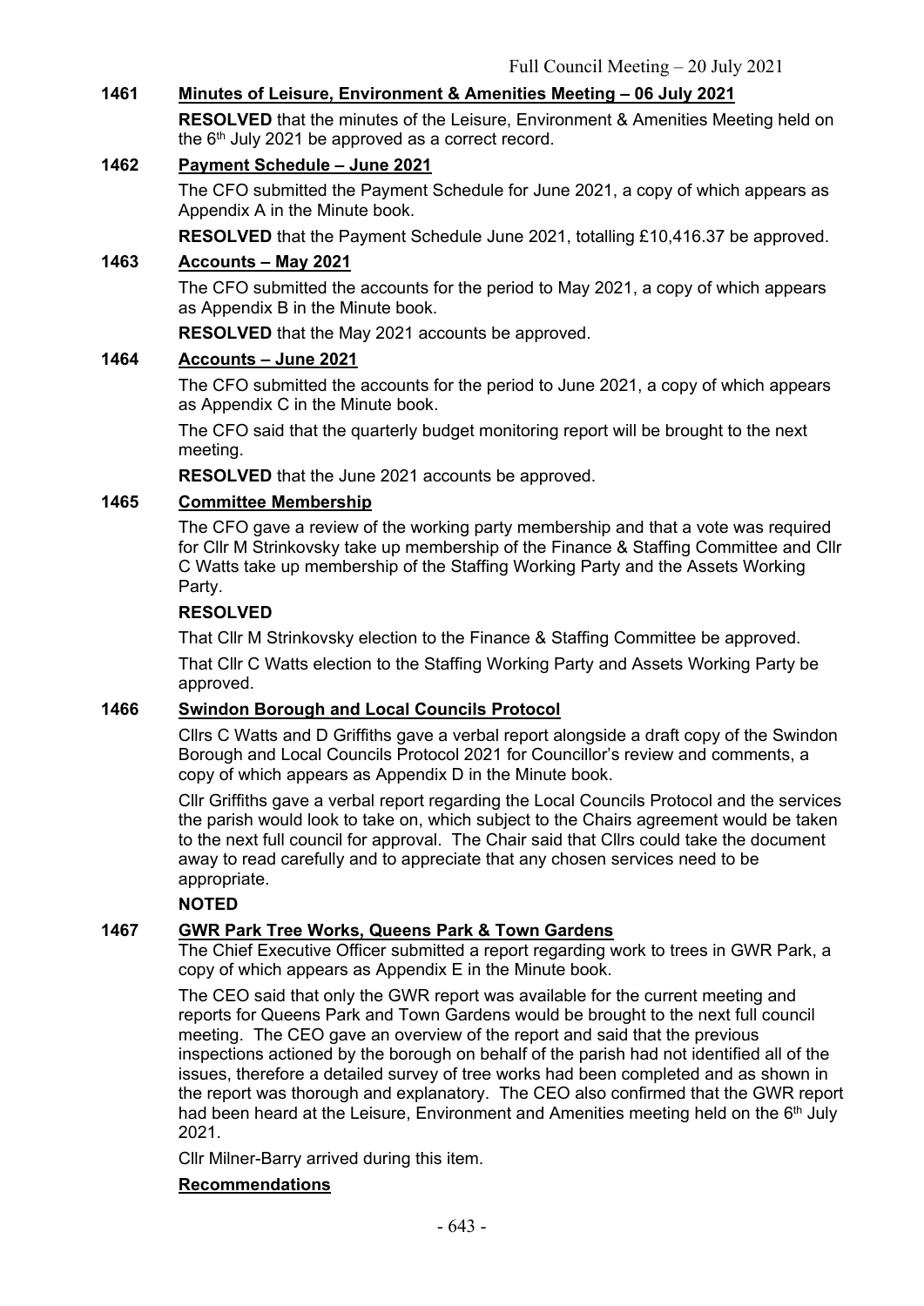## 1461 Minutes of Leisure, Environment & Amenities Meeting – 06 July 2021

**RESOLVED** that the minutes of the Leisure, Environment & Amenities Meeting held on the 6th July 2021 be approved as a correct record.

## 1462 Payment Schedule – June 2021

The CFO submitted the Payment Schedule for June 2021, a copy of which appears as Appendix A in the Minute book.

**RESOLVED** that the Payment Schedule June 2021, totalling £10,416.37 be approved.

## 1463 Accounts – May 2021

The CFO submitted the accounts for the period to May 2021, a copy of which appears as Appendix B in the Minute book.

**RESOLVED** that the May 2021 accounts be approved.

## 1464 Accounts – June 2021

The CFO submitted the accounts for the period to June 2021, a copy of which appears as Appendix C in the Minute book.

The CFO said that the quarterly budget monitoring report will be brought to the next meeting.

**RESOLVED** that the June 2021 accounts be approved.

## 1465 Committee Membership

The CFO gave a review of the working party membership and that a vote was required for Cllr M Strinkovsky take up membership of the Finance & Staffing Committee and Cllr C Watts take up membership of the Staffing Working Party and the Assets Working Party.

**RESOLVED**

That Cllr M Strinkovsky election to the Finance & Staffing Committee be approved.

That Cllr C Watts election to the Staffing Working Party and Assets Working Party be approved.

## 1466 Swindon Borough and Local Councils Protocol

Cllrs C Watts and D Griffiths gave a verbal report alongside a draft copy of the Swindon Borough and Local Councils Protocol 2021 for Councillor's review and comments, a copy of which appears as Appendix D in the Minute book.

Cllr Griffiths gave a verbal report regarding the Local Councils Protocol and the services the parish would look to take on, which subject to the Chairs agreement would be taken to the next full council for approval. The Chair said that Cllrs could take the document away to read carefully and to appreciate that any chosen services need to be appropriate.

**NOTED**

## 1467 GWR Park Tree Works, Queens Park & Town Gardens

The Chief Executive Officer submitted a report regarding work to trees in GWR Park, a copy of which appears as Appendix E in the Minute book.

The CEO said that only the GWR report was available for the current meeting and reports for Queens Park and Town Gardens would be brought to the next full council meeting. The CEO gave an overview of the report and said that the previous inspections actioned by the borough on behalf of the parish had not identified all of the issues, therefore a detailed survey of tree works had been completed and as shown in the report was thorough and explanatory. The CEO also confirmed that the GWR report had been heard at the Leisure, Environment and Amenities meeting held on the 6th July 2021.

Cllr Milner-Barry arrived during this item.

**Recommendations**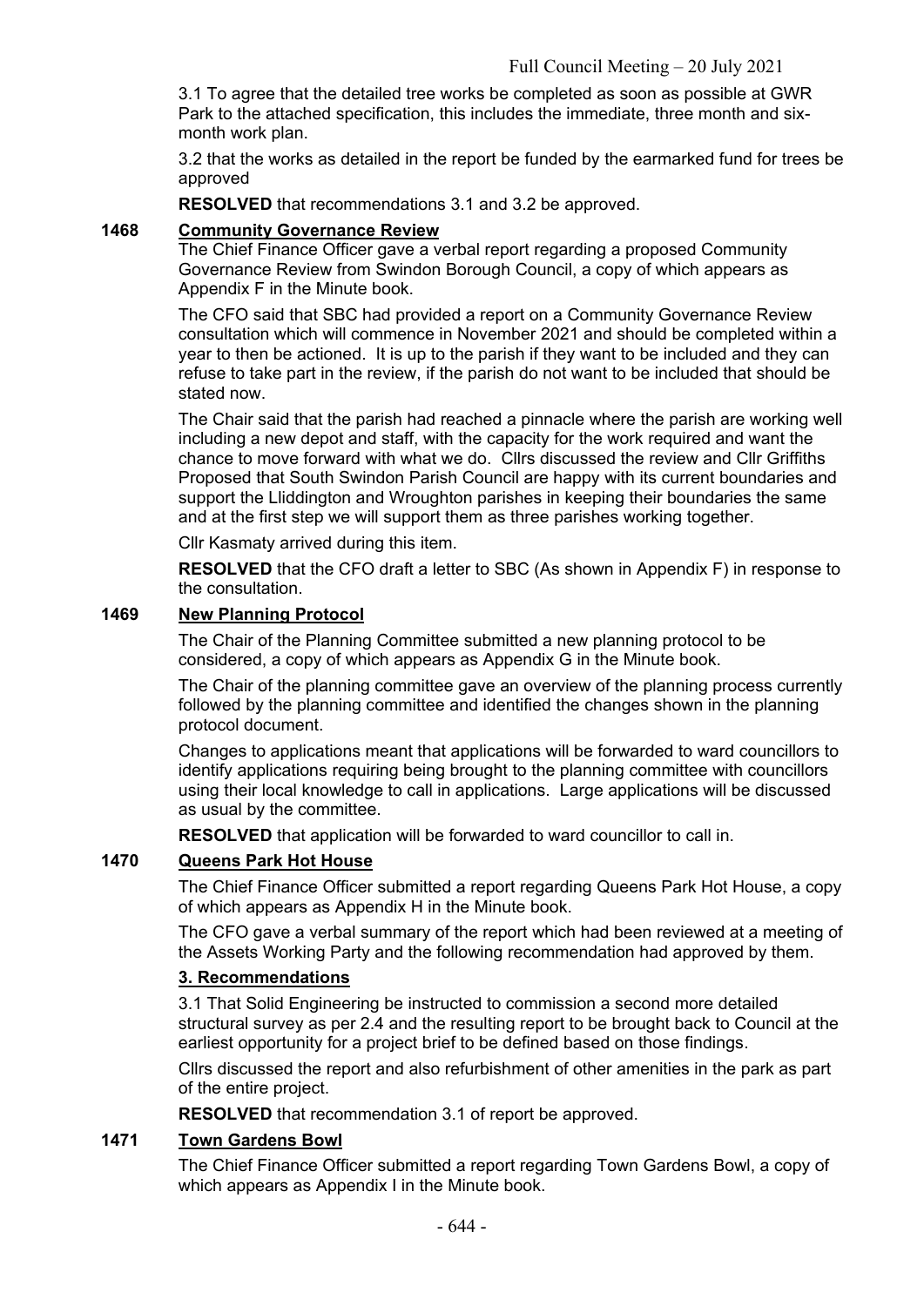3.1 To agree that the detailed tree works be completed as soon as possible at GWR Park to the attached specification, this includes the immediate, three month and six-month work plan.

3.2 that the works as detailed in the report be funded by the earmarked fund for trees be approved

**RESOLVED** that recommendations 3.1 and 3.2 be approved.

## 1468 Community Governance Review

The Chief Finance Officer gave a verbal report regarding a proposed Community Governance Review from Swindon Borough Council, a copy of which appears as Appendix F in the Minute book.

The CFO said that SBC had provided a report on a Community Governance Review consultation which will commence in November 2021 and should be completed within a year to then be actioned. It is up to the parish if they want to be included and they can refuse to take part in the review, if the parish do not want to be included that should be stated now.

The Chair said that the parish had reached a pinnacle where the parish are working well including a new depot and staff, with the capacity for the work required and want the chance to move forward with what we do. Cllrs discussed the review and Cllr Griffiths Proposed that South Swindon Parish Council are happy with its current boundaries and support the Lliddington and Wroughton parishes in keeping their boundaries the same and at the first step we will support them as three parishes working together.

Cllr Kasmaty arrived during this item.

**RESOLVED** that the CFO draft a letter to SBC (As shown in Appendix F) in response to the consultation.

## 1469 New Planning Protocol

The Chair of the Planning Committee submitted a new planning protocol to be considered, a copy of which appears as Appendix G in the Minute book.

The Chair of the planning committee gave an overview of the planning process currently followed by the planning committee and identified the changes shown in the planning protocol document.

Changes to applications meant that applications will be forwarded to ward councillors to identify applications requiring being brought to the planning committee with councillors using their local knowledge to call in applications. Large applications will be discussed as usual by the committee.

**RESOLVED** that application will be forwarded to ward councillor to call in.

## 1470 Queens Park Hot House

The Chief Finance Officer submitted a report regarding Queens Park Hot House, a copy of which appears as Appendix H in the Minute book.

The CFO gave a verbal summary of the report which had been reviewed at a meeting of the Assets Working Party and the following recommendation had approved by them.

**3. Recommendations**

3.1 That Solid Engineering be instructed to commission a second more detailed structural survey as per 2.4 and the resulting report to be brought back to Council at the earliest opportunity for a project brief to be defined based on those findings.

Cllrs discussed the report and also refurbishment of other amenities in the park as part of the entire project.

**RESOLVED** that recommendation 3.1 of report be approved.

## 1471 Town Gardens Bowl

The Chief Finance Officer submitted a report regarding Town Gardens Bowl, a copy of which appears as Appendix I in the Minute book.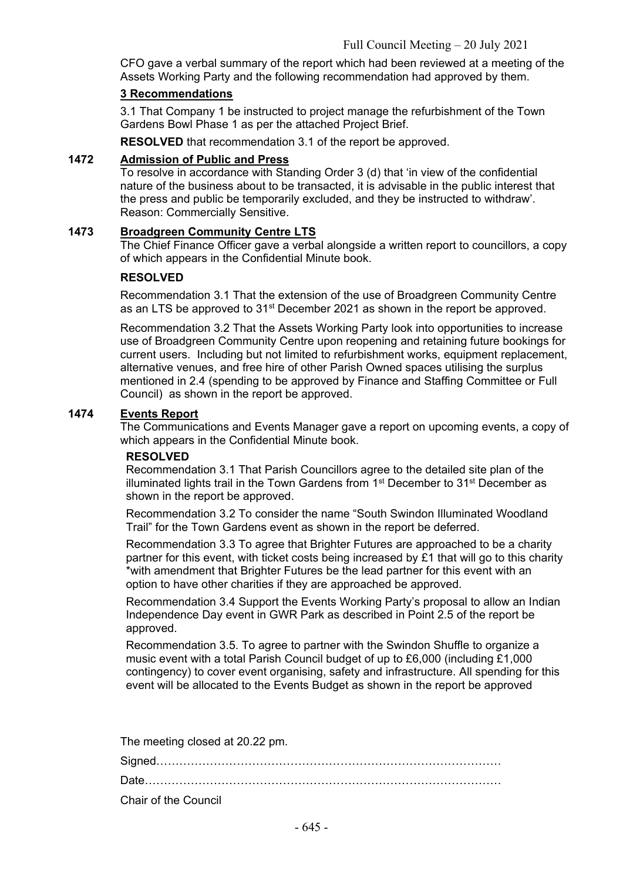CFO gave a verbal summary of the report which had been reviewed at a meeting of the Assets Working Party and the following recommendation had approved by them.

**3 Recommendations**

3.1 That Company 1 be instructed to project manage the refurbishment of the Town Gardens Bowl Phase 1 as per the attached Project Brief.

**RESOLVED** that recommendation 3.1 of the report be approved.

**1472 Admission of Public and Press**

To resolve in accordance with Standing Order 3 (d) that 'in view of the confidential nature of the business about to be transacted, it is advisable in the public interest that the press and public be temporarily excluded, and they be instructed to withdraw'. Reason: Commercially Sensitive.

**1473 Broadgreen Community Centre LTS**

The Chief Finance Officer gave a verbal alongside a written report to councillors, a copy of which appears in the Confidential Minute book.

**RESOLVED**

Recommendation 3.1 That the extension of the use of Broadgreen Community Centre as an LTS be approved to 31st December 2021 as shown in the report be approved.

Recommendation 3.2 That the Assets Working Party look into opportunities to increase use of Broadgreen Community Centre upon reopening and retaining future bookings for current users. Including but not limited to refurbishment works, equipment replacement, alternative venues, and free hire of other Parish Owned spaces utilising the surplus mentioned in 2.4 (spending to be approved by Finance and Staffing Committee or Full Council) as shown in the report be approved.

**1474 Events Report**

The Communications and Events Manager gave a report on upcoming events, a copy of which appears in the Confidential Minute book.

**RESOLVED**

Recommendation 3.1 That Parish Councillors agree to the detailed site plan of the illuminated lights trail in the Town Gardens from 1st December to 31st December as shown in the report be approved.

Recommendation 3.2 To consider the name "South Swindon Illuminated Woodland Trail" for the Town Gardens event as shown in the report be deferred.

Recommendation 3.3 To agree that Brighter Futures are approached to be a charity partner for this event, with ticket costs being increased by £1 that will go to this charity *with amendment that Brighter Futures be the lead partner for this event with an option to have other charities if they are approached be approved.

Recommendation 3.4 Support the Events Working Party's proposal to allow an Indian Independence Day event in GWR Park as described in Point 2.5 of the report be approved.

Recommendation 3.5. To agree to partner with the Swindon Shuffle to organize a music event with a total Parish Council budget of up to £6,000 (including £1,000 contingency) to cover event organising, safety and infrastructure. All spending for this event will be allocated to the Events Budget as shown in the report be approved

The meeting closed at 20.22 pm.

Signed……………………………………………………………………………

Date………………………………………………………………………………

Chair of the Council